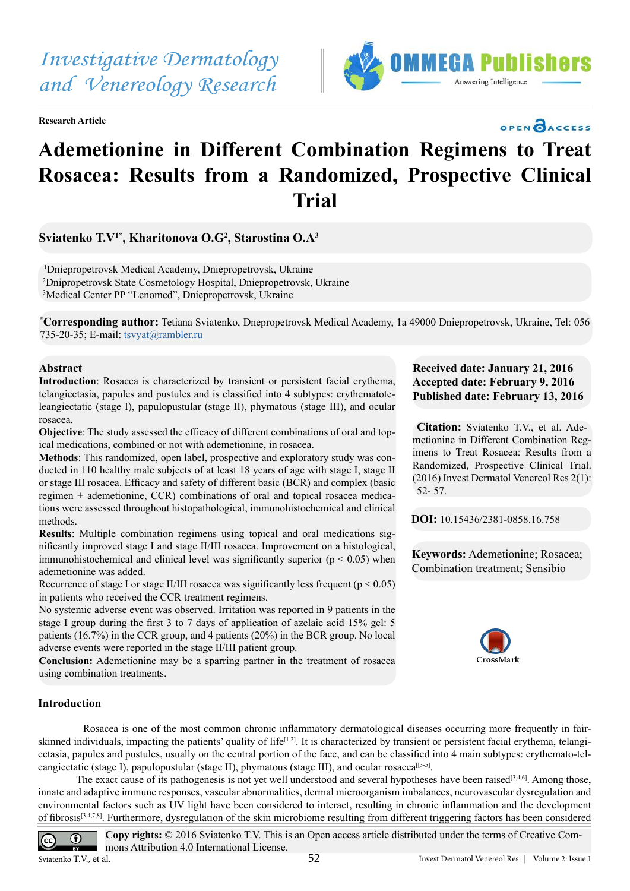Investigative Dermatology and Venereology Research

**Research Article**

# Ademetionine in Different Combination Regimens to Treat Rosacea: Results from a Randomized, Prospective Clinical Trial

**Sviatenko T.V[1*], Kharitonova O.G[2], Starostina O.A[3]**

[1]Dniepropetrovsk Medical Academy, Dniepropetrovsk, Ukraine
[2]Dnipropetrovsk State Cosmetology Hospital, Dniepropetrovsk, Ukraine
[3]Medical Center PP "Lenomed", Dniepropetrovsk, Ukraine

[*]**Corresponding author:** Tetiana Sviatenko, Dnepropetrovsk Medical Academy, 1a 49000 Dniepropetrovsk, Ukraine, Tel: 056 735-20-35; E-mail: tsvyat@rambler.ru

## Abstract

**Introduction**: Rosacea is characterized by transient or persistent facial erythema, telangiectasia, papules and pustules and is classified into 4 subtypes: erythematotelangiectatic (stage I), papulopustular (stage II), phymatous (stage III), and ocular rosacea.

**Objective**: The study assessed the efficacy of different combinations of oral and topical medications, combined or not with ademetionine, in rosacea.

**Methods**: This randomized, open label, prospective and exploratory study was conducted in 110 healthy male subjects of at least 18 years of age with stage I, stage II or stage III rosacea. Efficacy and safety of different basic (BCR) and complex (basic regimen + ademetionine, CCR) combinations of oral and topical rosacea medications were assessed throughout histopathological, immunohistochemical and clinical methods.

**Results**: Multiple combination regimens using topical and oral medications significantly improved stage I and stage II/III rosacea. Improvement on a histological, immunohistochemical and clinical level was significantly superior ($p < 0.05$) when ademetionine was added.

Recurrence of stage I or stage II/III rosacea was significantly less frequent ($p < 0.05$) in patients who received the CCR treatment regimens.

No systemic adverse event was observed. Irritation was reported in 9 patients in the stage I group during the first 3 to 7 days of application of azelaic acid 15% gel: 5 patients (16.7%) in the CCR group, and 4 patients (20%) in the BCR group. No local adverse events were reported in the stage II/III patient group.

**Conclusion:** Ademetionine may be a sparring partner in the treatment of rosacea using combination treatments.

**Received date: January 21, 2016**
**Accepted date: February 9, 2016**
**Published date: February 13, 2016**

**Citation:** Sviatenko T.V., et al. Ademetionine in Different Combination Regimens to Treat Rosacea: Results from a Randomized, Prospective Clinical Trial. (2016) Invest Dermatol Venereol Res 2(1): 52- 57.

**DOI:** 10.15436/2381-0858.16.758

**Keywords:** Ademetionine; Rosacea; Combination treatment; Sensibio

## Introduction

Rosacea is one of the most common chronic inflammatory dermatological diseases occurring more frequently in fair-skinned individuals, impacting the patients' quality of life[1,2]. It is characterized by transient or persistent facial erythema, telangiectasia, papules and pustules, usually on the central portion of the face, and can be classified into 4 main subtypes: erythemato-telangiectatic (stage I), papulopustular (stage II), phymatous (stage III), and ocular rosacea[3-5].

The exact cause of its pathogenesis is not yet well understood and several hypotheses have been raised[3,4,6]. Among those, innate and adaptive immune responses, vascular abnormalities, dermal microorganism imbalances, neurovascular dysregulation and environmental factors such as UV light have been considered to interact, resulting in chronic inflammation and the development of fibrosis[3,4,7,8]. Furthermore, dysregulation of the skin microbiome resulting from different triggering factors has been considered

**Copy rights:** © 2016 Sviatenko T.V. This is an Open access article distributed under the terms of Creative Commons Attribution 4.0 International License.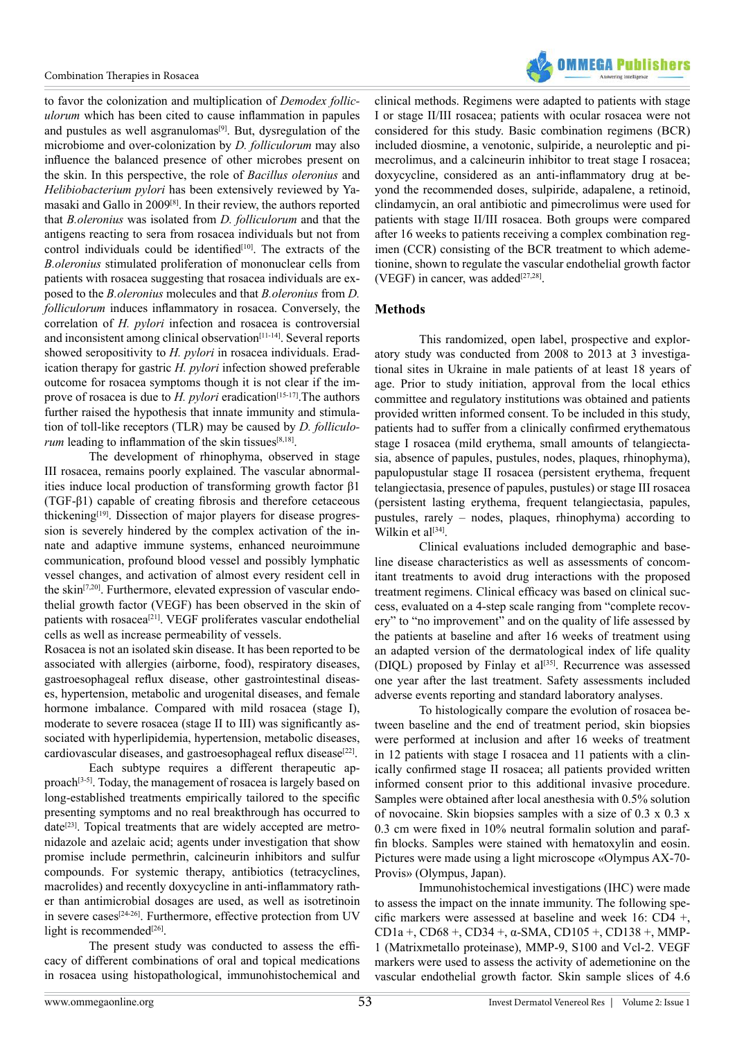to favor the colonization and multiplication of *Demodex folliculorum* which has been cited to cause inflammation in papules and pustules as well asgranulomas[9]. But, dysregulation of the microbiome and over-colonization by *D. folliculorum* may also influence the balanced presence of other microbes present on the skin. In this perspective, the role of *Bacillus oleronius* and *Helibiobacterium pylori* has been extensively reviewed by Yamasaki and Gallo in 2009[8]. In their review, the authors reported that *B.oleronius* was isolated from *D. folliculorum* and that the antigens reacting to sera from rosacea individuals but not from control individuals could be identified[10]. The extracts of the *B.oleronius* stimulated proliferation of mononuclear cells from patients with rosacea suggesting that rosacea individuals are exposed to the *B.oleronius* molecules and that *B.oleronius* from *D. folliculorum* induces inflammatory in rosacea. Conversely, the correlation of *H. pylori* infection and rosacea is controversial and inconsistent among clinical observation[11-14]. Several reports showed seropositivity to *H. pylori* in rosacea individuals. Eradication therapy for gastric *H. pylori* infection showed preferable outcome for rosacea symptoms though it is not clear if the improve of rosacea is due to *H. pylori* eradication[15-17].The authors further raised the hypothesis that innate immunity and stimulation of toll-like receptors (TLR) may be caused by *D. folliculorum* leading to inflammation of the skin tissues[8,18].

The development of rhinophyma, observed in stage III rosacea, remains poorly explained. The vascular abnormalities induce local production of transforming growth factor β1 (TGF-β1) capable of creating fibrosis and therefore cetaceous thickening[19]. Dissection of major players for disease progression is severely hindered by the complex activation of the innate and adaptive immune systems, enhanced neuroimmune communication, profound blood vessel and possibly lymphatic vessel changes, and activation of almost every resident cell in the skin[7,20]. Furthermore, elevated expression of vascular endothelial growth factor (VEGF) has been observed in the skin of patients with rosacea[21]. VEGF proliferates vascular endothelial cells as well as increase permeability of vessels.

Rosacea is not an isolated skin disease. It has been reported to be associated with allergies (airborne, food), respiratory diseases, gastroesophageal reflux disease, other gastrointestinal diseases, hypertension, metabolic and urogenital diseases, and female hormone imbalance. Compared with mild rosacea (stage I), moderate to severe rosacea (stage II to III) was significantly associated with hyperlipidemia, hypertension, metabolic diseases, cardiovascular diseases, and gastroesophageal reflux disease[22].

Each subtype requires a different therapeutic approach[3-5]. Today, the management of rosacea is largely based on long-established treatments empirically tailored to the specific presenting symptoms and no real breakthrough has occurred to date[23]. Topical treatments that are widely accepted are metronidazole and azelaic acid; agents under investigation that show promise include permethrin, calcineurin inhibitors and sulfur compounds. For systemic therapy, antibiotics (tetracyclines, macrolides) and recently doxycycline in anti-inflammatory rather than antimicrobial dosages are used, as well as isotretinoin in severe cases[24-26]. Furthermore, effective protection from UV light is recommended[26].

The present study was conducted to assess the efficacy of different combinations of oral and topical medications in rosacea using histopathological, immunohistochemical and clinical methods. Regimens were adapted to patients with stage I or stage II/III rosacea; patients with ocular rosacea were not considered for this study. Basic combination regimens (BCR) included diosmine, a venotonic, sulpiride, a neuroleptic and pimecrolimus, and a calcineurin inhibitor to treat stage I rosacea; doxycycline, considered as an anti-inflammatory drug at beyond the recommended doses, sulpiride, adapalene, a retinoid, clindamycin, an oral antibiotic and pimecrolimus were used for patients with stage II/III rosacea. Both groups were compared after 16 weeks to patients receiving a complex combination regimen (CCR) consisting of the BCR treatment to which ademetionine, shown to regulate the vascular endothelial growth factor (VEGF) in cancer, was added[27,28].

## Methods

This randomized, open label, prospective and exploratory study was conducted from 2008 to 2013 at 3 investigational sites in Ukraine in male patients of at least 18 years of age. Prior to study initiation, approval from the local ethics committee and regulatory institutions was obtained and patients provided written informed consent. To be included in this study, patients had to suffer from a clinically confirmed erythematous stage I rosacea (mild erythema, small amounts of telangiectasia, absence of papules, pustules, nodes, plaques, rhinophyma), papulopustular stage II rosacea (persistent erythema, frequent telangiectasia, presence of papules, pustules) or stage III rosacea (persistent lasting erythema, frequent telangiectasia, papules, pustules, rarely – nodes, plaques, rhinophyma) according to Wilkin et al[34].

Clinical evaluations included demographic and baseline disease characteristics as well as assessments of concomitant treatments to avoid drug interactions with the proposed treatment regimens. Clinical efficacy was based on clinical success, evaluated on a 4-step scale ranging from "complete recovery" to "no improvement" and on the quality of life assessed by the patients at baseline and after 16 weeks of treatment using an adapted version of the dermatological index of life quality (DIQL) proposed by Finlay et al[35]. Recurrence was assessed one year after the last treatment. Safety assessments included adverse events reporting and standard laboratory analyses.

To histologically compare the evolution of rosacea between baseline and the end of treatment period, skin biopsies were performed at inclusion and after 16 weeks of treatment in 12 patients with stage I rosacea and 11 patients with a clinically confirmed stage II rosacea; all patients provided written informed consent prior to this additional invasive procedure. Samples were obtained after local anesthesia with 0.5% solution of novocaine. Skin biopsies samples with a size of 0.3 x 0.3 x 0.3 cm were fixed in 10% neutral formalin solution and paraffin blocks. Samples were stained with hematoxylin and eosin. Pictures were made using a light microscope «Olympus AX-70-Provis» (Olympus, Japan).

Immunohistochemical investigations (IHC) were made to assess the impact on the innate immunity. The following specific markers were assessed at baseline and week 16: CD4 +, CD1a +, CD68 +, CD34 +, α-SMA, CD105 +, CD138 +, MMP-1 (Matrixmetallo proteinase), MMP-9, S100 and Vcl-2. VEGF markers were used to assess the activity of ademetionine on the vascular endothelial growth factor. Skin sample slices of 4.6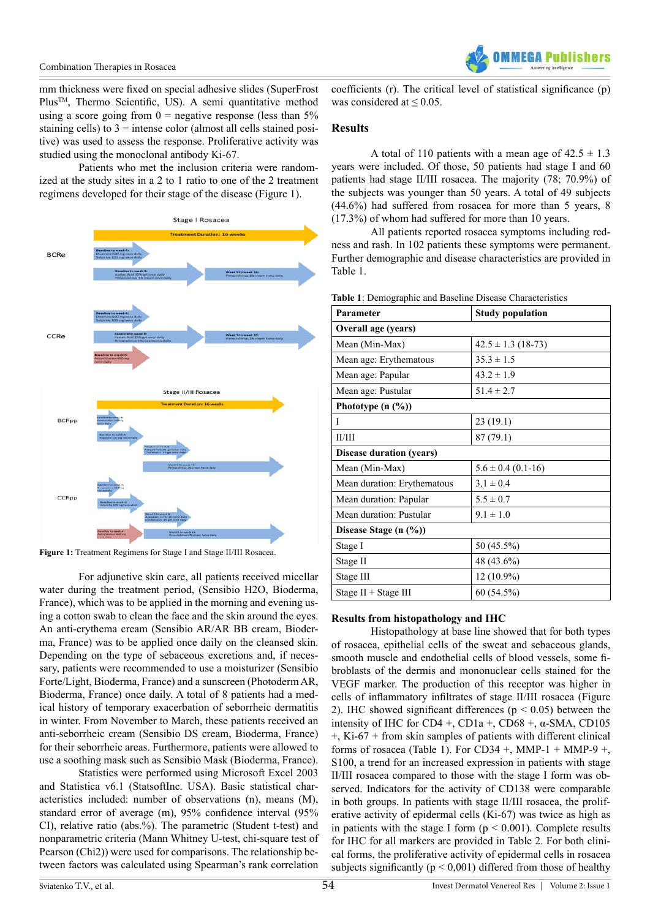mm thickness were fixed on special adhesive slides (SuperFrost Plus™, Thermo Scientific, US). A semi quantitative method using a score going from 0 = negative response (less than 5% staining cells) to 3 = intense color (almost all cells stained positive) was used to assess the response. Proliferative activity was studied using the monoclonal antibody Ki-67.

Patients who met the inclusion criteria were randomized at the study sites in a 2 to 1 ratio to one of the 2 treatment regimens developed for their stage of the disease (Figure 1).

**Figure 1:** Treatment Regimens for Stage I and Stage II/III Rosacea.

For adjunctive skin care, all patients received micellar water during the treatment period, (Sensibio H2O, Bioderma, France), which was to be applied in the morning and evening using a cotton swab to clean the face and the skin around the eyes. An anti-erythema cream (Sensibio AR/AR BB cream, Bioderma, France) was to be applied once daily on the cleansed skin. Depending on the type of sebaceous excretions and, if necessary, patients were recommended to use a moisturizer (Sensibio Forte/Light, Bioderma, France) and a sunscreen (Photoderm AR, Bioderma, France) once daily. A total of 8 patients had a medical history of temporary exacerbation of seborrheic dermatitis in winter. From November to March, these patients received an anti-seborrheic cream (Sensibio DS cream, Bioderma, France) for their seborrheic areas. Furthermore, patients were allowed to use a soothing mask such as Sensibio Mask (Bioderma, France).

Statistics were performed using Microsoft Excel 2003 and Statistica v6.1 (StatsoftInc. USA). Basic statistical characteristics included: number of observations (n), means (M), standard error of average (m), 95% confidence interval (95% CI), relative ratio (abs.%). The parametric (Student t-test) and nonparametric criteria (Mann Whitney U-test, chi-square test of Pearson (Chi2)) were used for comparisons. The relationship between factors was calculated using Spearman's rank correlation coefficients (r). The critical level of statistical significance (p) was considered at $\leq 0.05$.

## Results

A total of 110 patients with a mean age of 42.5 ± 1.3 years were included. Of those, 50 patients had stage I and 60 patients had stage II/III rosacea. The majority (78; 70.9%) of the subjects was younger than 50 years. A total of 49 subjects (44.6%) had suffered from rosacea for more than 5 years, 8 (17.3%) of whom had suffered for more than 10 years.

All patients reported rosacea symptoms including redness and rash. In 102 patients these symptoms were permanent. Further demographic and disease characteristics are provided in Table 1.

**Table 1**: Demographic and Baseline Disease Characteristics

| Parameter | Study population |
|---|---|
| **Overall age (years)** | |
| Mean (Min-Max) | 42.5 ± 1.3 (18-73) |
| Mean age: Erythematous | 35.3 ± 1.5 |
| Mean age: Papular | 43.2 ± 1.9 |
| Mean age: Pustular | 51.4 ± 2.7 |
| **Phototype (n (%))** | |
| I | 23 (19.1) |
| II/III | 87 (79.1) |
| **Disease duration (years)** | |
| Mean (Min-Max) | 5.6 ± 0.4 (0.1-16) |
| Mean duration: Erythematous | 3,1 ± 0.4 |
| Mean duration: Papular | 5.5 ± 0.7 |
| Mean duration: Pustular | 9.1 ± 1.0 |
| **Disease Stage (n (%))** | |
| Stage I | 50 (45.5%) |
| Stage II | 48 (43.6%) |
| Stage III | 12 (10.9%) |
| Stage II + Stage III | 60 (54.5%) |

### Results from histopathology and IHC

Histopathology at base line showed that for both types of rosacea, epithelial cells of the sweat and sebaceous glands, smooth muscle and endothelial cells of blood vessels, some fibroblasts of the dermis and mononuclear cells stained for the VEGF marker. The production of this receptor was higher in cells of inflammatory infiltrates of stage II/III rosacea (Figure 2). IHC showed significant differences ($p < 0.05$) between the intensity of IHC for CD4 +, CD1a +, CD68 +, α-SMA, CD105 +, Ki-67 + from skin samples of patients with different clinical forms of rosacea (Table 1). For CD34 +, MMP-1 + MMP-9 +, S100, a trend for an increased expression in patients with stage II/III rosacea compared to those with the stage I form was observed. Indicators for the activity of CD138 were comparable in both groups. In patients with stage II/III rosacea, the proliferative activity of epidermal cells (Ki-67) was twice as high as in patients with the stage I form ($p < 0.001$). Complete results for IHC for all markers are provided in Table 2. For both clinical forms, the proliferative activity of epidermal cells in rosacea subjects significantly ($p < 0,001$) differed from those of healthy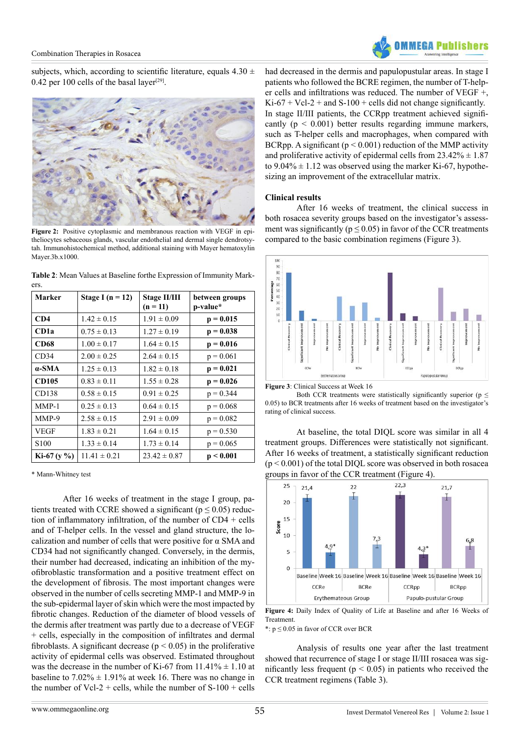subjects, which, according to scientific literature, equals 4.30 ± 0.42 per 100 cells of the basal layer[29].

Figure 2: Positive cytoplasmic and membranous reaction with VEGF in epitheliocytes sebaceous glands, vascular endothelial and dermal single dendrotsytah. Immunohistochemical method, additional staining with Mayer hematoxylin Mayer.3b.x1000.

Table 2: Mean Values at Baseline forthe Expression of Immunity Markers.

| Marker | Stage I (n = 12) | Stage II/III (n = 11) | between groups p-value* |
|---|---|---|---|
| **CD4** | 1.42 ± 0.15 | 1.91 ± 0.09 | **p = 0.015** |
| **CD1a** | 0.75 ± 0.13 | 1.27 ± 0.19 | **p = 0.038** |
| **CD68** | 1.00 ± 0.17 | 1.64 ± 0.15 | **p = 0.016** |
| CD34 | 2.00 ± 0.25 | 2.64 ± 0.15 | p = 0.061 |
| **α-SMA** | 1.25 ± 0.13 | 1.82 ± 0.18 | **p = 0.021** |
| **CD105** | 0.83 ± 0.11 | 1.55 ± 0.28 | **p = 0.026** |
| CD138 | 0.58 ± 0.15 | 0.91 ± 0.25 | p = 0.344 |
| MMP-1 | 0.25 ± 0.13 | 0.64 ± 0.15 | p = 0.068 |
| MMP-9 | 2.58 ± 0.15 | 2.91 ± 0.09 | p = 0.082 |
| VEGF | 1.83 ± 0.21 | 1.64 ± 0.15 | p = 0.530 |
| S100 | 1.33 ± 0.14 | 1.73 ± 0.14 | p = 0.065 |
| **Ki-67 (y %)** | 11.41 ± 0.21 | 23.42 ± 0.87 | **p < 0.001** |

\* Mann-Whitney test

After 16 weeks of treatment in the stage I group, patients treated with CCRE showed a significant ($p \leq 0.05$) reduction of inflammatory infiltration, of the number of CD4 + cells and of T-helper cells. In the vessel and gland structure, the localization and number of cells that were positive for α SMA and CD34 had not significantly changed. Conversely, in the dermis, their number had decreased, indicating an inhibition of the myofibroblastic transformation and a positive treatment effect on the development of fibrosis. The most important changes were observed in the number of cells secreting MMP-1 and MMP-9 in the sub-epidermal layer of skin which were the most impacted by fibrotic changes. Reduction of the diameter of blood vessels of the dermis after treatment was partly due to a decrease of VEGF + cells, especially in the composition of infiltrates and dermal fibroblasts. A significant decrease ($p < 0.05$) in the proliferative activity of epidermal cells was observed. Estimated throughout was the decrease in the number of Ki-67 from 11.41% ± 1.10 at baseline to 7.02% ± 1.91% at week 16. There was no change in the number of Vcl-2 + cells, while the number of S-100 + cells had decreased in the dermis and papulopustular areas. In stage I patients who followed the BCRE regimen, the number of T-helper cells and infiltrations was reduced. The number of VEGF +, Ki-67 + Vcl-2 + and S-100 + cells did not change significantly. In stage II/III patients, the CCRpp treatment achieved significantly ($p < 0.001$) better results regarding immune markers, such as T-helper cells and macrophages, when compared with BCRpp. A significant ($p < 0.001$) reduction of the MMP activity and proliferative activity of epidermal cells from 23.42% ± 1.87 to 9.04% ± 1.12 was observed using the marker Ki-67, hypothesizing an improvement of the extracellular matrix.

### Clinical results

After 16 weeks of treatment, the clinical success in both rosacea severity groups based on the investigator's assessment was significantly ($p \leq 0.05$) in favor of the CCR treatments compared to the basic combination regimens (Figure 3).

Figure 3: Clinical Success at Week 16
Both CCR treatments were statistically significantly superior ($p \leq 0.05$) to BCR treatments after 16 weeks of treatment based on the investigator's rating of clinical success.

At baseline, the total DIQL score was similar in all 4 treatment groups. Differences were statistically not significant. After 16 weeks of treatment, a statistically significant reduction ($p < 0.001$) of the total DIQL score was observed in both rosacea groups in favor of the CCR treatment (Figure 4).

Figure 4: Daily Index of Quality of Life at Baseline and after 16 Weeks of Treatment.
*: $p \leq 0.05$ in favor of CCR over BCR

Analysis of results one year after the last treatment showed that recurrence of stage I or stage II/III rosacea was significantly less frequent ($p < 0.05$) in patients who received the CCR treatment regimens (Table 3).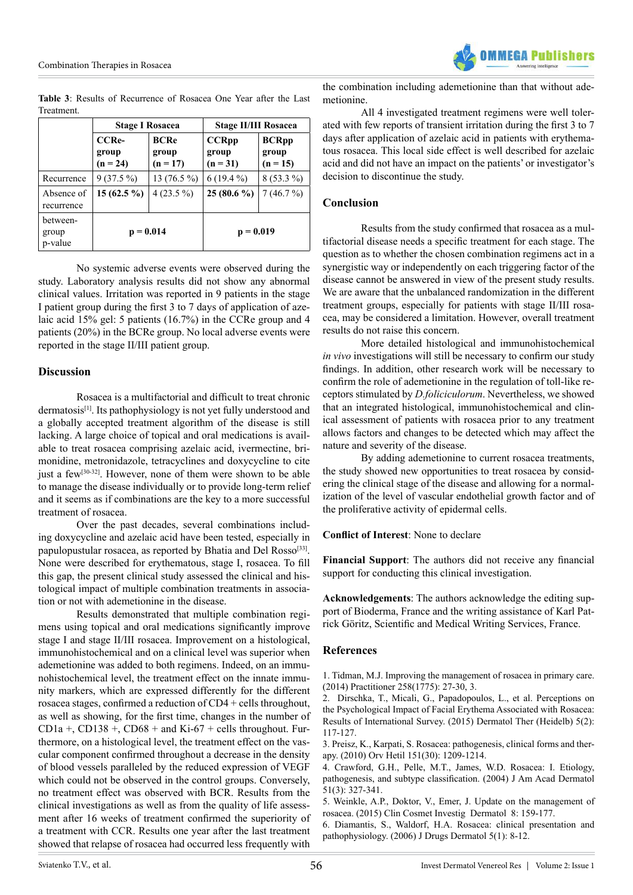**Table 3**: Results of Recurrence of Rosacea One Year after the Last Treatment.

| | Stage I Rosacea | | Stage II/III Rosacea | |
|---|---|---|---|---|
| | **CCRe-group (n = 24)** | **BCRe group (n = 17)** | **CCRpp group (n = 31)** | **BCRpp group (n = 15)** |
| Recurrence | 9 (37.5 %) | 13 (76.5 %) | 6 (19.4 %) | 8 (53.3 %) |
| Absence of recurrence | **15 (62.5 %)** | 4 (23.5 %) | **25 (80.6 %)** | 7 (46.7 %) |
| between-group p-value | **p = 0.014** | | **p = 0.019** | |

No systemic adverse events were observed during the study. Laboratory analysis results did not show any abnormal clinical values. Irritation was reported in 9 patients in the stage I patient group during the first 3 to 7 days of application of azelaic acid 15% gel: 5 patients (16.7%) in the CCRe group and 4 patients (20%) in the BCRe group. No local adverse events were reported in the stage II/III patient group.

## Discussion

Rosacea is a multifactorial and difficult to treat chronic dermatosis[1]. Its pathophysiology is not yet fully understood and a globally accepted treatment algorithm of the disease is still lacking. A large choice of topical and oral medications is available to treat rosacea comprising azelaic acid, ivermectine, brimonidine, metronidazole, tetracyclines and doxycycline to cite just a few[30-32]. However, none of them were shown to be able to manage the disease individually or to provide long-term relief and it seems as if combinations are the key to a more successful treatment of rosacea.

Over the past decades, several combinations including doxycycline and azelaic acid have been tested, especially in papulopustular rosacea, as reported by Bhatia and Del Rosso[33]. None were described for erythematous, stage I, rosacea. To fill this gap, the present clinical study assessed the clinical and histological impact of multiple combination treatments in association or not with ademetionine in the disease.

Results demonstrated that multiple combination regimens using topical and oral medications significantly improve stage I and stage II/III rosacea. Improvement on a histological, immunohistochemical and on a clinical level was superior when ademetionine was added to both regimens. Indeed, on an immunohistochemical level, the treatment effect on the innate immunity markers, which are expressed differently for the different rosacea stages, confirmed a reduction of CD4 + cells throughout, as well as showing, for the first time, changes in the number of CD1a +, CD138 +, CD68 + and Ki-67 + cells throughout. Furthermore, on a histological level, the treatment effect on the vascular component confirmed throughout a decrease in the density of blood vessels paralleled by the reduced expression of VEGF which could not be observed in the control groups. Conversely, no treatment effect was observed with BCR. Results from the clinical investigations as well as from the quality of life assessment after 16 weeks of treatment confirmed the superiority of a treatment with CCR. Results one year after the last treatment showed that relapse of rosacea had occurred less frequently with the combination including ademetionine than that without ademetionine.

All 4 investigated treatment regimens were well tolerated with few reports of transient irritation during the first 3 to 7 days after application of azelaic acid in patients with erythematous rosacea. This local side effect is well described for azelaic acid and did not have an impact on the patients' or investigator's decision to discontinue the study.

## Conclusion

Results from the study confirmed that rosacea as a multifactorial disease needs a specific treatment for each stage. The question as to whether the chosen combination regimens act in a synergistic way or independently on each triggering factor of the disease cannot be answered in view of the present study results. We are aware that the unbalanced randomization in the different treatment groups, especially for patients with stage II/III rosacea, may be considered a limitation. However, overall treatment results do not raise this concern.

More detailed histological and immunohistochemical *in vivo* investigations will still be necessary to confirm our study findings. In addition, other research work will be necessary to confirm the role of ademetionine in the regulation of toll-like receptors stimulated by *D.foliciculorum*. Nevertheless, we showed that an integrated histological, immunohistochemical and clinical assessment of patients with rosacea prior to any treatment allows factors and changes to be detected which may affect the nature and severity of the disease.

By adding ademetionine to current rosacea treatments, the study showed new opportunities to treat rosacea by considering the clinical stage of the disease and allowing for a normalization of the level of vascular endothelial growth factor and of the proliferative activity of epidermal cells.

**Conflict of Interest**: None to declare

**Financial Support**: The authors did not receive any financial support for conducting this clinical investigation.

**Acknowledgements**: The authors acknowledge the editing support of Bioderma, France and the writing assistance of Karl Patrick Göritz, Scientific and Medical Writing Services, France.

## References

1. Tidman, M.J. Improving the management of rosacea in primary care. (2014) Practitioner 258(1775): 27-30, 3.
2. Dirschka, T., Micali, G., Papadopoulos, L., et al. Perceptions on the Psychological Impact of Facial Erythema Associated with Rosacea: Results of International Survey. (2015) Dermatol Ther (Heidelb) 5(2): 117-127.
3. Preisz, K., Karpati, S. Rosacea: pathogenesis, clinical forms and therapy. (2010) Orv Hetil 151(30): 1209-1214.
4. Crawford, G.H., Pelle, M.T., James, W.D. Rosacea: I. Etiology, pathogenesis, and subtype classification. (2004) J Am Acad Dermatol 51(3): 327-341.
5. Weinkle, A.P., Doktor, V., Emer, J. Update on the management of rosacea. (2015) Clin Cosmet Investig Dermatol 8: 159-177.
6. Diamantis, S., Waldorf, H.A. Rosacea: clinical presentation and pathophysiology. (2006) J Drugs Dermatol 5(1): 8-12.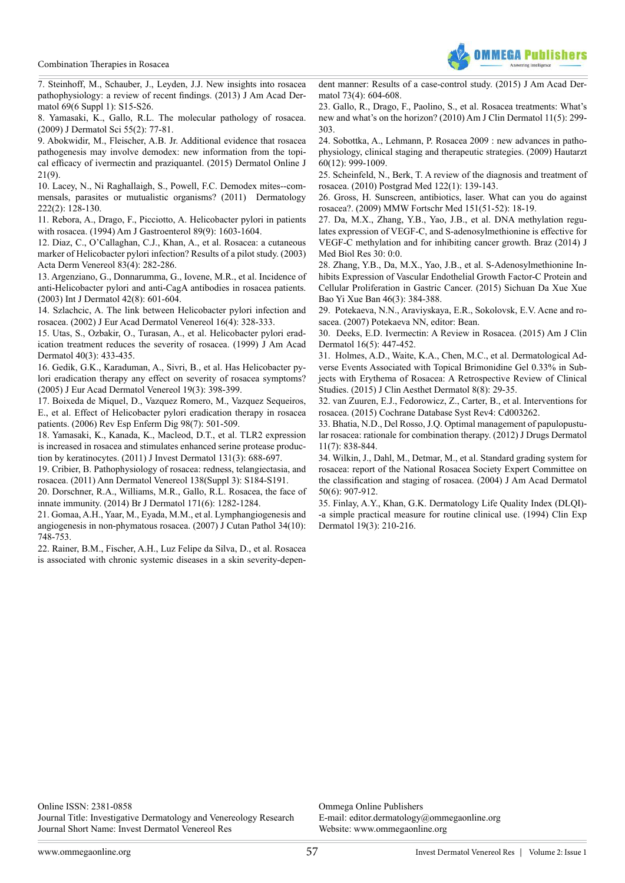7. Steinhoff, M., Schauber, J., Leyden, J.J. New insights into rosacea pathophysiology: a review of recent findings. (2013) J Am Acad Dermatol 69(6 Suppl 1): S15-S26.

8. Yamasaki, K., Gallo, R.L. The molecular pathology of rosacea. (2009) J Dermatol Sci 55(2): 77-81.

9. Abokwidir, M., Fleischer, A.B. Jr. Additional evidence that rosacea pathogenesis may involve demodex: new information from the topical efficacy of ivermectin and praziquantel. (2015) Dermatol Online J 21(9).

10. Lacey, N., Ni Raghallaigh, S., Powell, F.C. Demodex mites--commensals, parasites or mutualistic organisms? (2011) Dermatology 222(2): 128-130.

11. Rebora, A., Drago, F., Picciotto, A. Helicobacter pylori in patients with rosacea. (1994) Am J Gastroenterol 89(9): 1603-1604.

12. Diaz, C., O'Callaghan, C.J., Khan, A., et al. Rosacea: a cutaneous marker of Helicobacter pylori infection? Results of a pilot study. (2003) Acta Derm Venereol 83(4): 282-286.

13. Argenziano, G., Donnarumma, G., Iovene, M.R., et al. Incidence of anti-Helicobacter pylori and anti-CagA antibodies in rosacea patients. (2003) Int J Dermatol 42(8): 601-604.

14. Szlachcic, A. The link between Helicobacter pylori infection and rosacea. (2002) J Eur Acad Dermatol Venereol 16(4): 328-333.

15. Utas, S., Ozbakir, O., Turasan, A., et al. Helicobacter pylori eradication treatment reduces the severity of rosacea. (1999) J Am Acad Dermatol 40(3): 433-435.

16. Gedik, G.K., Karaduman, A., Sivri, B., et al. Has Helicobacter pylori eradication therapy any effect on severity of rosacea symptoms? (2005) J Eur Acad Dermatol Venereol 19(3): 398-399.

17. Boixeda de Miquel, D., Vazquez Romero, M., Vazquez Sequeiros, E., et al. Effect of Helicobacter pylori eradication therapy in rosacea patients. (2006) Rev Esp Enferm Dig 98(7): 501-509.

18. Yamasaki, K., Kanada, K., Macleod, D.T., et al. TLR2 expression is increased in rosacea and stimulates enhanced serine protease production by keratinocytes. (2011) J Invest Dermatol 131(3): 688-697.

19. Cribier, B. Pathophysiology of rosacea: redness, telangiectasia, and rosacea. (2011) Ann Dermatol Venereol 138(Suppl 3): S184-S191.

20. Dorschner, R.A., Williams, M.R., Gallo, R.L. Rosacea, the face of innate immunity. (2014) Br J Dermatol 171(6): 1282-1284.

21. Gomaa, A.H., Yaar, M., Eyada, M.M., et al. Lymphangiogenesis and angiogenesis in non-phymatous rosacea. (2007) J Cutan Pathol 34(10): 748-753.

22. Rainer, B.M., Fischer, A.H., Luz Felipe da Silva, D., et al. Rosacea is associated with chronic systemic diseases in a skin severity-dependent manner: Results of a case-control study. (2015) J Am Acad Dermatol 73(4): 604-608.

23. Gallo, R., Drago, F., Paolino, S., et al. Rosacea treatments: What's new and what's on the horizon? (2010) Am J Clin Dermatol 11(5): 299-303.

24. Sobottka, A., Lehmann, P. Rosacea 2009 : new advances in pathophysiology, clinical staging and therapeutic strategies. (2009) Hautarzt 60(12): 999-1009.

25. Scheinfeld, N., Berk, T. A review of the diagnosis and treatment of rosacea. (2010) Postgrad Med 122(1): 139-143.

26. Gross, H. Sunscreen, antibiotics, laser. What can you do against rosacea?. (2009) MMW Fortschr Med 151(51-52): 18-19.

27. Da, M.X., Zhang, Y.B., Yao, J.B., et al. DNA methylation regulates expression of VEGF-C, and S-adenosylmethionine is effective for VEGF-C methylation and for inhibiting cancer growth. Braz (2014) J Med Biol Res 30: 0:0.

28. Zhang, Y.B., Da, M.X., Yao, J.B., et al. S-Adenosylmethionine Inhibits Expression of Vascular Endothelial Growth Factor-C Protein and Cellular Proliferation in Gastric Cancer. (2015) Sichuan Da Xue Xue Bao Yi Xue Ban 46(3): 384-388.

29. Potekaeva, N.N., Araviyskaya, E.R., Sokolovsk, E.V. Acne and rosacea. (2007) Potekaeva NN, editor: Bean.

30. Deeks, E.D. Ivermectin: A Review in Rosacea. (2015) Am J Clin Dermatol 16(5): 447-452.

31. Holmes, A.D., Waite, K.A., Chen, M.C., et al. Dermatological Adverse Events Associated with Topical Brimonidine Gel 0.33% in Subjects with Erythema of Rosacea: A Retrospective Review of Clinical Studies. (2015) J Clin Aesthet Dermatol 8(8): 29-35.

32. van Zuuren, E.J., Fedorowicz, Z., Carter, B., et al. Interventions for rosacea. (2015) Cochrane Database Syst Rev4: Cd003262.

33. Bhatia, N.D., Del Rosso, J.Q. Optimal management of papulopustular rosacea: rationale for combination therapy. (2012) J Drugs Dermatol 11(7): 838-844.

34. Wilkin, J., Dahl, M., Detmar, M., et al. Standard grading system for rosacea: report of the National Rosacea Society Expert Committee on the classification and staging of rosacea. (2004) J Am Acad Dermatol 50(6): 907-912.

35. Finlay, A.Y., Khan, G.K. Dermatology Life Quality Index (DLQI)--a simple practical measure for routine clinical use. (1994) Clin Exp Dermatol 19(3): 210-216.

Online ISSN: 2381-0858
Journal Title: Investigative Dermatology and Venereology Research
Journal Short Name: Invest Dermatol Venereol Res

Ommega Online Publishers
E-mail: editor.dermatology@ommegaonline.org
Website: www.ommegaonline.org